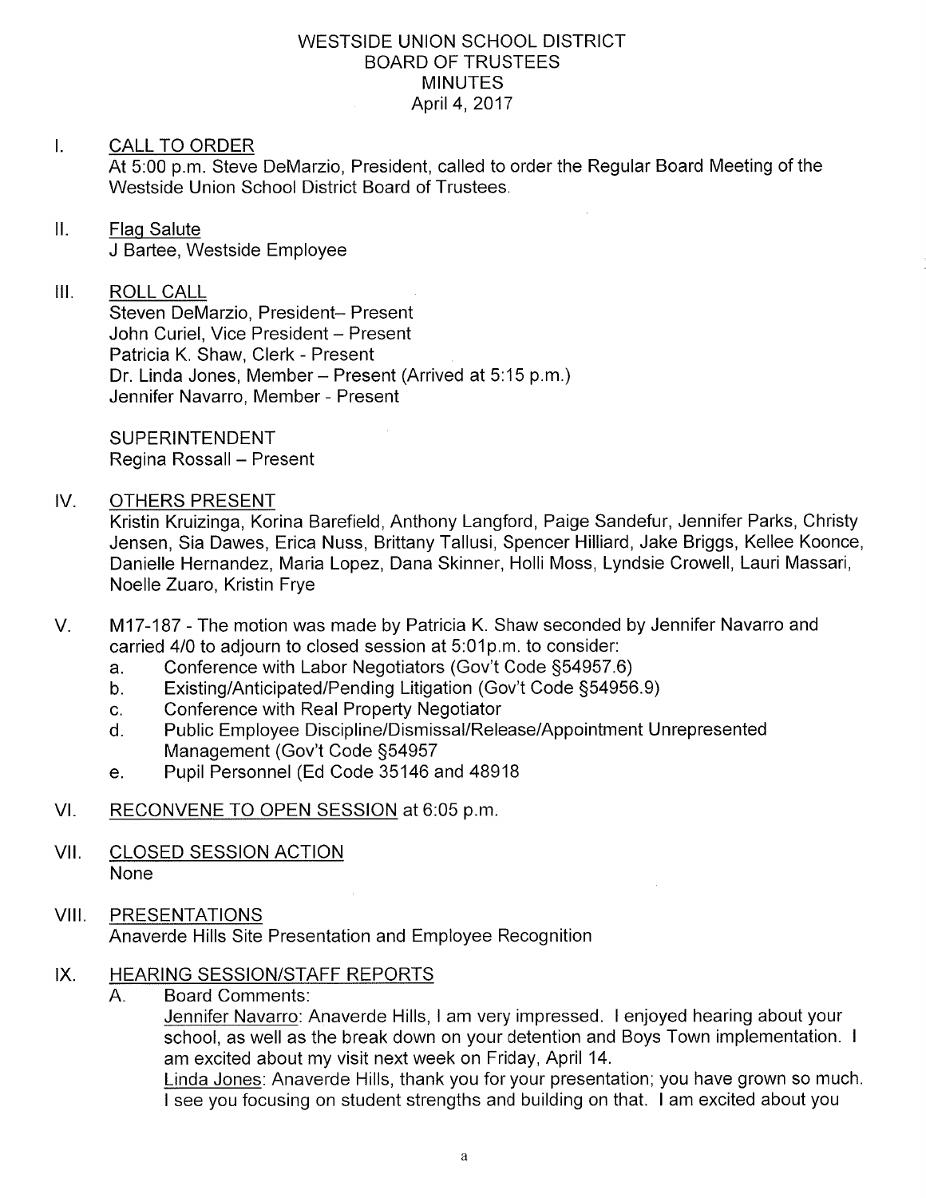# WESTSIDE UNION SCHOOL DISTRICT
## BOARD OF TRUSTEES
## MINUTES
April 4, 2017

I. CALL TO ORDER
At 5:00 p.m. Steve DeMarzio, President, called to order the Regular Board Meeting of the Westside Union School District Board of Trustees.

II. Flag Salute
J Bartee, Westside Employee

III. ROLL CALL
Steven DeMarzio, President– Present
John Curiel, Vice President – Present
Patricia K. Shaw, Clerk - Present
Dr. Linda Jones, Member – Present (Arrived at 5:15 p.m.)
Jennifer Navarro, Member - Present

SUPERINTENDENT
Regina Rossall – Present

IV. OTHERS PRESENT
Kristin Kruizinga, Korina Barefield, Anthony Langford, Paige Sandefur, Jennifer Parks, Christy Jensen, Sia Dawes, Erica Nuss, Brittany Tallusi, Spencer Hilliard, Jake Briggs, Kellee Koonce, Danielle Hernandez, Maria Lopez, Dana Skinner, Holli Moss, Lyndsie Crowell, Lauri Massari, Noelle Zuaro, Kristin Frye

V. M17-187 - The motion was made by Patricia K. Shaw seconded by Jennifer Navarro and carried 4/0 to adjourn to closed session at 5:01p.m. to consider:
   a. Conference with Labor Negotiators (Gov't Code §54957.6)
   b. Existing/Anticipated/Pending Litigation (Gov't Code §54956.9)
   c. Conference with Real Property Negotiator
   d. Public Employee Discipline/Dismissal/Release/Appointment Unrepresented Management (Gov't Code §54957
   e. Pupil Personnel (Ed Code 35146 and 48918

VI. RECONVENE TO OPEN SESSION at 6:05 p.m.

VII. CLOSED SESSION ACTION
None

VIII. PRESENTATIONS
Anaverde Hills Site Presentation and Employee Recognition

IX. HEARING SESSION/STAFF REPORTS
   A. Board Comments:
   Jennifer Navarro: Anaverde Hills, I am very impressed. I enjoyed hearing about your school, as well as the break down on your detention and Boys Town implementation. I am excited about my visit next week on Friday, April 14.
   Linda Jones: Anaverde Hills, thank you for your presentation; you have grown so much. I see you focusing on student strengths and building on that. I am excited about you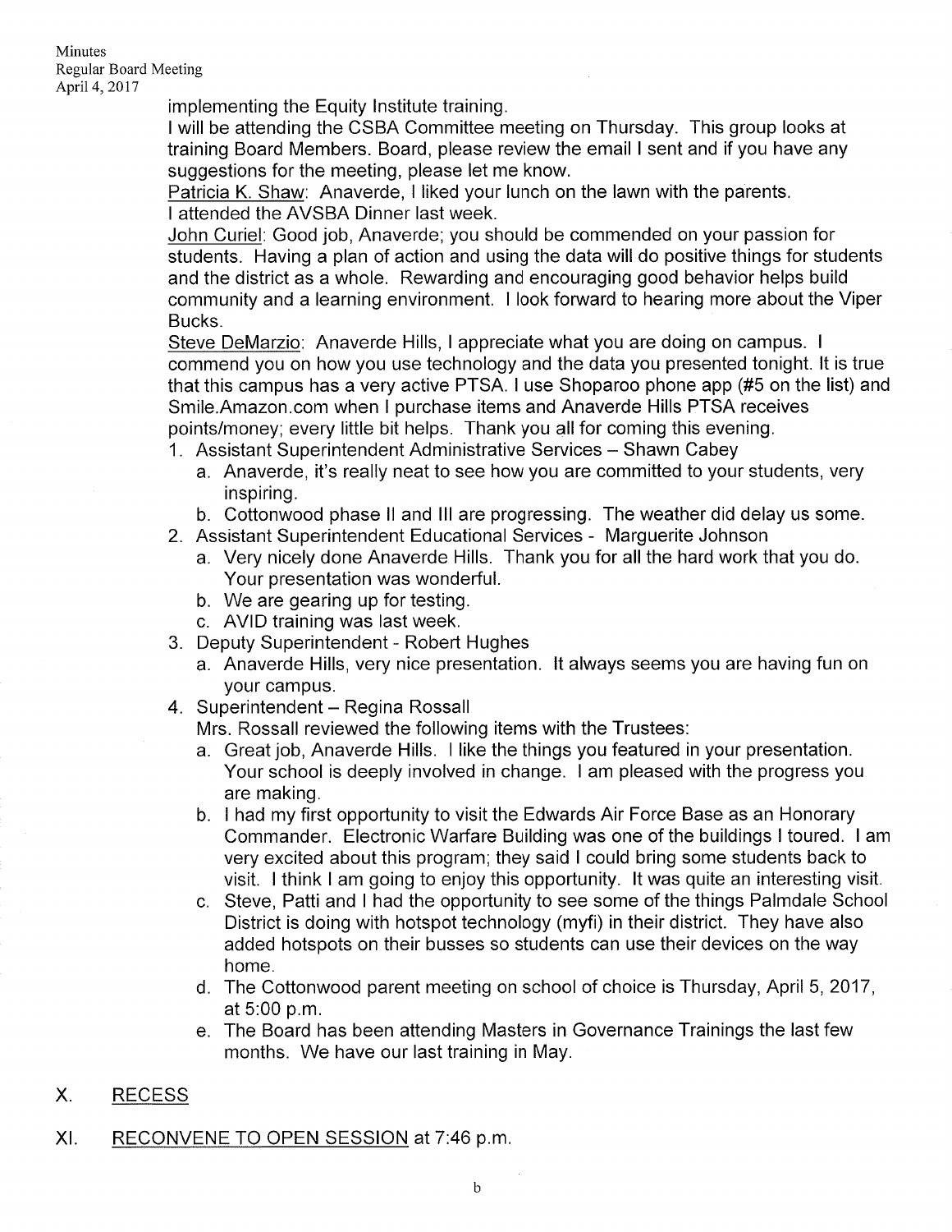implementing the Equity Institute training.

I will be attending the CSBA Committee meeting on Thursday. This group looks at training Board Members. Board, please review the email I sent and if you have any suggestions for the meeting, please let me know.

Patricia K. Shaw: Anaverde, I liked your lunch on the lawn with the parents. I attended the AVSBA Dinner last week.

John Curiel: Good job, Anaverde; you should be commended on your passion for students. Having a plan of action and using the data will do positive things for students and the district as a whole. Rewarding and encouraging good behavior helps build community and a learning environment. I look forward to hearing more about the Viper Bucks.

Steve DeMarzio: Anaverde Hills, I appreciate what you are doing on campus. I commend you on how you use technology and the data you presented tonight. It is true that this campus has a very active PTSA. I use Shoparoo phone app (#5 on the list) and Smile.Amazon.com when I purchase items and Anaverde Hills PTSA receives points/money; every little bit helps. Thank you all for coming this evening.

1. Assistant Superintendent Administrative Services – Shawn Cabey
   a. Anaverde, it's really neat to see how you are committed to your students, very inspiring.
   b. Cottonwood phase II and III are progressing. The weather did delay us some.
2. Assistant Superintendent Educational Services - Marguerite Johnson
   a. Very nicely done Anaverde Hills. Thank you for all the hard work that you do. Your presentation was wonderful.
   b. We are gearing up for testing.
   c. AVID training was last week.
3. Deputy Superintendent - Robert Hughes
   a. Anaverde Hills, very nice presentation. It always seems you are having fun on your campus.
4. Superintendent – Regina Rossall

   Mrs. Rossall reviewed the following items with the Trustees:
   a. Great job, Anaverde Hills. I like the things you featured in your presentation. Your school is deeply involved in change. I am pleased with the progress you are making.
   b. I had my first opportunity to visit the Edwards Air Force Base as an Honorary Commander. Electronic Warfare Building was one of the buildings I toured. I am very excited about this program; they said I could bring some students back to visit. I think I am going to enjoy this opportunity. It was quite an interesting visit.
   c. Steve, Patti and I had the opportunity to see some of the things Palmdale School District is doing with hotspot technology (myfi) in their district. They have also added hotspots on their busses so students can use their devices on the way home.
   d. The Cottonwood parent meeting on school of choice is Thursday, April 5, 2017, at 5:00 p.m.
   e. The Board has been attending Masters in Governance Trainings the last few months. We have our last training in May.

## X. RECESS

## XI. RECONVENE TO OPEN SESSION at 7:46 p.m.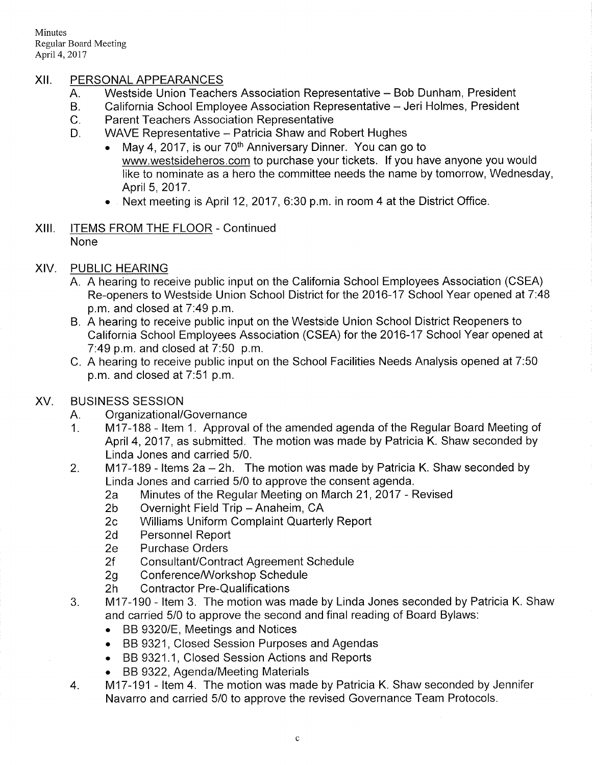## XII. PERSONAL APPEARANCES

A. Westside Union Teachers Association Representative – Bob Dunham, President

B. California School Employee Association Representative – Jeri Holmes, President

C. Parent Teachers Association Representative

D. WAVE Representative – Patricia Shaw and Robert Hughes

- May 4, 2017, is our 70th Anniversary Dinner. You can go to www.westsideheros.com to purchase your tickets. If you have anyone you would like to nominate as a hero the committee needs the name by tomorrow, Wednesday, April 5, 2017.
- Next meeting is April 12, 2017, 6:30 p.m. in room 4 at the District Office.

## XIII. ITEMS FROM THE FLOOR - Continued

None

## XIV. PUBLIC HEARING

A. A hearing to receive public input on the California School Employees Association (CSEA) Re-openers to Westside Union School District for the 2016-17 School Year opened at 7:48 p.m. and closed at 7:49 p.m.

B. A hearing to receive public input on the Westside Union School District Reopeners to California School Employees Association (CSEA) for the 2016-17 School Year opened at 7:49 p.m. and closed at 7:50 p.m.

C. A hearing to receive public input on the School Facilities Needs Analysis opened at 7:50 p.m. and closed at 7:51 p.m.

## XV. BUSINESS SESSION

A. Organizational/Governance

1. M17-188 - Item 1. Approval of the amended agenda of the Regular Board Meeting of April 4, 2017, as submitted. The motion was made by Patricia K. Shaw seconded by Linda Jones and carried 5/0.

2. M17-189 - Items 2a – 2h. The motion was made by Patricia K. Shaw seconded by Linda Jones and carried 5/0 to approve the consent agenda.
   - 2a Minutes of the Regular Meeting on March 21, 2017 - Revised
   - 2b Overnight Field Trip – Anaheim, CA
   - 2c Williams Uniform Complaint Quarterly Report
   - 2d Personnel Report
   - 2e Purchase Orders
   - 2f Consultant/Contract Agreement Schedule
   - 2g Conference/Workshop Schedule
   - 2h Contractor Pre-Qualifications

3. M17-190 - Item 3. The motion was made by Linda Jones seconded by Patricia K. Shaw and carried 5/0 to approve the second and final reading of Board Bylaws:
   - BB 9320/E, Meetings and Notices
   - BB 9321, Closed Session Purposes and Agendas
   - BB 9321.1, Closed Session Actions and Reports
   - BB 9322, Agenda/Meeting Materials

4. M17-191 - Item 4. The motion was made by Patricia K. Shaw seconded by Jennifer Navarro and carried 5/0 to approve the revised Governance Team Protocols.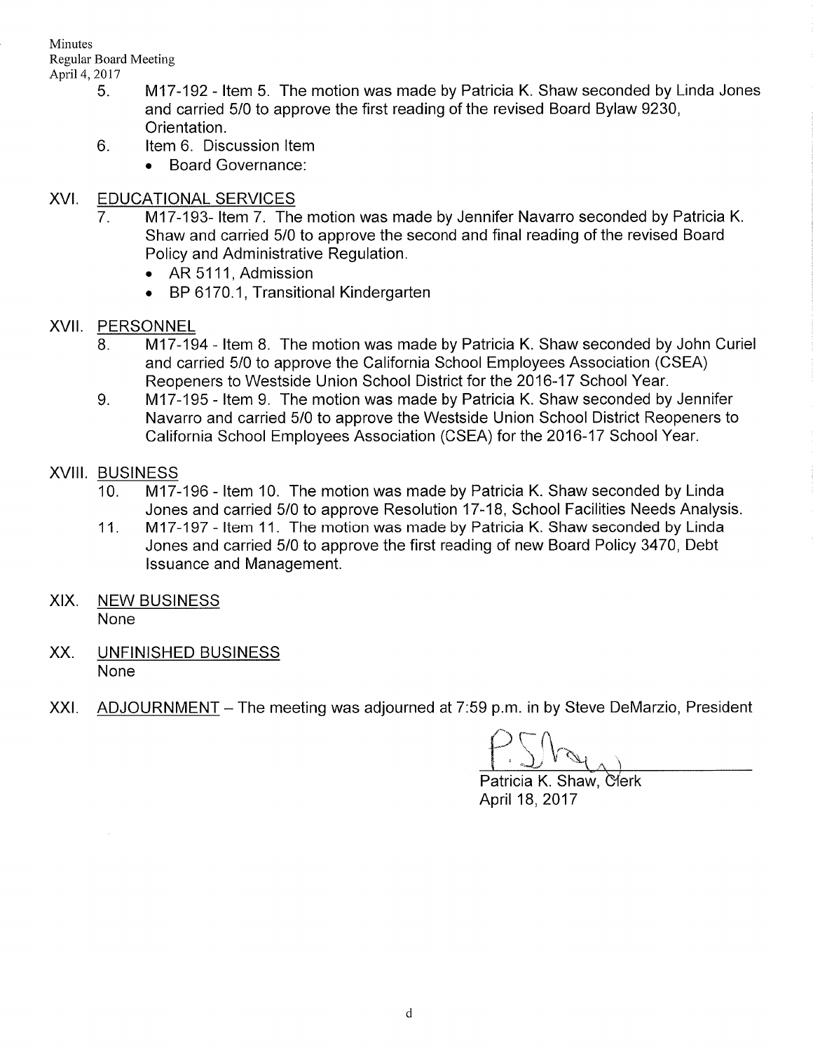5. M17-192 - Item 5. The motion was made by Patricia K. Shaw seconded by Linda Jones and carried 5/0 to approve the first reading of the revised Board Bylaw 9230, Orientation.
6. Item 6. Discussion Item
   - Board Governance:

XVI. EDUCATIONAL SERVICES

7. M17-193- Item 7. The motion was made by Jennifer Navarro seconded by Patricia K. Shaw and carried 5/0 to approve the second and final reading of the revised Board Policy and Administrative Regulation.
   - AR 5111, Admission
   - BP 6170.1, Transitional Kindergarten

XVII. PERSONNEL

8. M17-194 - Item 8. The motion was made by Patricia K. Shaw seconded by John Curiel and carried 5/0 to approve the California School Employees Association (CSEA) Reopeners to Westside Union School District for the 2016-17 School Year.
9. M17-195 - Item 9. The motion was made by Patricia K. Shaw seconded by Jennifer Navarro and carried 5/0 to approve the Westside Union School District Reopeners to California School Employees Association (CSEA) for the 2016-17 School Year.

XVIII. BUSINESS

10. M17-196 - Item 10. The motion was made by Patricia K. Shaw seconded by Linda Jones and carried 5/0 to approve Resolution 17-18, School Facilities Needs Analysis.
11. M17-197 - Item 11. The motion was made by Patricia K. Shaw seconded by Linda Jones and carried 5/0 to approve the first reading of new Board Policy 3470, Debt Issuance and Management.

XIX. NEW BUSINESS
None

XX. UNFINISHED BUSINESS
None

XXI. ADJOURNMENT – The meeting was adjourned at 7:59 p.m. in by Steve DeMarzio, President

P. Shaw

Patricia K. Shaw, Clerk
April 18, 2017